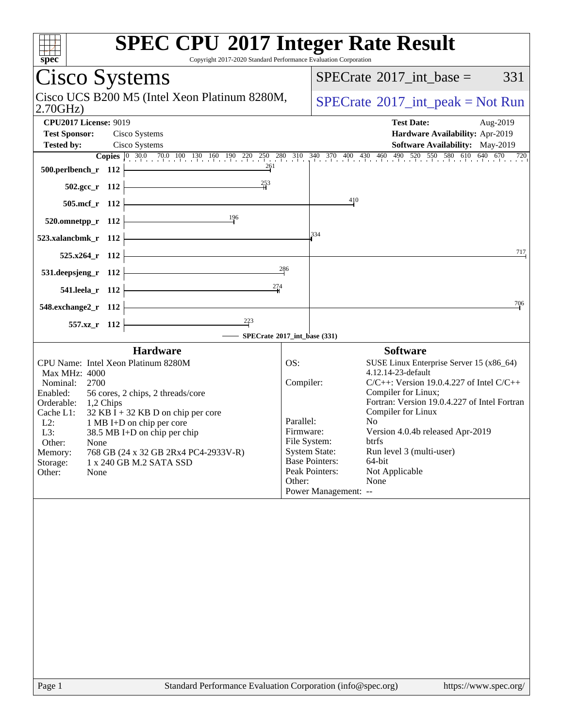# SPEC CPU 2017 Integer Rate Result

Copyright 2017-2020 Standard Performance Evaluation Corporation

## Cisco Systems

Cisco UCS B200 M5 (Intel Xeon Platinum 8280M, 2.70GHz)

SPECrate 2017_int_base = 331

SPECrate 2017_int_peak = Not Run

**CPU2017 License:** 9019
**Test Sponsor:** Cisco Systems
**Tested by:** Cisco Systems

**Test Date:** Aug-2019
**Hardware Availability:** Apr-2019
**Software Availability:** May-2019

| Benchmark | Copies | Base Ratio |
|---|---|---|
| 500.perlbench_r | 112 | 261 |
| 502.gcc_r | 112 | 253 |
| 505.mcf_r | 112 | 410 |
| 520.omnetpp_r | 112 | 196 |
| 523.xalancbmk_r | 112 | 334 |
| 525.x264_r | 112 | 717 |
| 531.deepsjeng_r | 112 | 286 |
| 541.leela_r | 112 | 274 |
| 548.exchange2_r | 112 | 706 |
| 557.xz_r | 112 | 223 |

SPECrate 2017_int_base (331)

### Hardware

| | |
|---|---|
| CPU Name: | Intel Xeon Platinum 8280M |
| Max MHz: | 4000 |
| Nominal: | 2700 |
| Enabled: | 56 cores, 2 chips, 2 threads/core |
| Orderable: | 1,2 Chips |
| Cache L1: | 32 KB I + 32 KB D on chip per core |
| L2: | 1 MB I+D on chip per core |
| L3: | 38.5 MB I+D on chip per chip |
| Other: | None |
| Memory: | 768 GB (24 x 32 GB 2Rx4 PC4-2933V-R) |
| Storage: | 1 x 240 GB M.2 SATA SSD |
| Other: | None |

### Software

| | |
|---|---|
| OS: | SUSE Linux Enterprise Server 15 (x86_64) 4.12.14-23-default |
| Compiler: | C/C++: Version 19.0.4.227 of Intel C/C++ Compiler for Linux; Fortran: Version 19.0.4.227 of Intel Fortran Compiler for Linux |
| Parallel: | No |
| Firmware: | Version 4.0.4b released Apr-2019 |
| File System: | btrfs |
| System State: | Run level 3 (multi-user) |
| Base Pointers: | 64-bit |
| Peak Pointers: | Not Applicable |
| Other: | None |
| Power Management: | -- |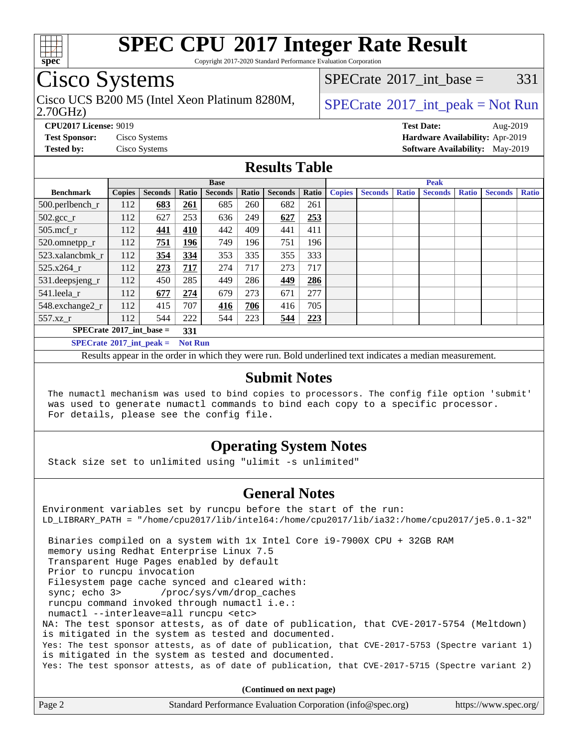# SPEC CPU 2017 Integer Rate Result

Copyright 2017-2020 Standard Performance Evaluation Corporation

## Cisco Systems

Cisco UCS B200 M5 (Intel Xeon Platinum 8280M, 2.70GHz)

SPECrate 2017_int_base = 331

SPECrate 2017_int_peak = Not Run

**CPU2017 License:** 9019
**Test Sponsor:** Cisco Systems
**Tested by:** Cisco Systems

**Test Date:** Aug-2019
**Hardware Availability:** Apr-2019
**Software Availability:** May-2019

## Results Table

| Benchmark | Base | | | | | | | Peak | | | | | | |
|---|---|---|---|---|---|---|---|---|---|---|---|---|---|---|
| | Copies | Seconds | Ratio | Seconds | Ratio | Seconds | Ratio | Copies | Seconds | Ratio | Seconds | Ratio | Seconds | Ratio |
| 500.perlbench_r | 112 | **683** | **261** | 685 | 260 | 682 | 261 | | | | | | | |
| 502.gcc_r | 112 | 627 | 253 | 636 | 249 | **627** | **253** | | | | | | | |
| 505.mcf_r | 112 | **441** | **410** | 442 | 409 | 441 | 411 | | | | | | | |
| 520.omnetpp_r | 112 | **751** | **196** | 749 | 196 | 751 | 196 | | | | | | | |
| 523.xalancbmk_r | 112 | **354** | **334** | 353 | 335 | 355 | 333 | | | | | | | |
| 525.x264_r | 112 | **273** | **717** | 274 | 717 | 273 | 717 | | | | | | | |
| 531.deepsjeng_r | 112 | 450 | 285 | 449 | 286 | **449** | **286** | | | | | | | |
| 541.leela_r | 112 | **677** | **274** | 679 | 273 | 671 | 277 | | | | | | | |
| 548.exchange2_r | 112 | 415 | 707 | **416** | **706** | 416 | 705 | | | | | | | |
| 557.xz_r | 112 | 544 | 222 | 544 | 223 | **544** | **223** | | | | | | | |

**SPECrate 2017_int_base = 331**

**SPECrate 2017_int_peak = Not Run**

Results appear in the order in which they were run. Bold underlined text indicates a median measurement.

## Submit Notes

```
The numactl mechanism was used to bind copies to processors. The config file option 'submit'
was used to generate numactl commands to bind each copy to a specific processor.
For details, please see the config file.
```

## Operating System Notes

```
Stack size set to unlimited using "ulimit -s unlimited"
```

## General Notes

```
Environment variables set by runcpu before the start of the run:
LD_LIBRARY_PATH = "/home/cpu2017/lib/intel64:/home/cpu2017/lib/ia32:/home/cpu2017/je5.0.1-32"

 Binaries compiled on a system with 1x Intel Core i9-7900X CPU + 32GB RAM
 memory using Redhat Enterprise Linux 7.5
 Transparent Huge Pages enabled by default
 Prior to runcpu invocation
 Filesystem page cache synced and cleared with:
 sync; echo 3>       /proc/sys/vm/drop_caches
 runcpu command invoked through numactl i.e.:
 numactl --interleave=all runcpu <etc>
NA: The test sponsor attests, as of date of publication, that CVE-2017-5754 (Meltdown)
is mitigated in the system as tested and documented.
Yes: The test sponsor attests, as of date of publication, that CVE-2017-5753 (Spectre variant 1)
is mitigated in the system as tested and documented.
Yes: The test sponsor attests, as of date of publication, that CVE-2017-5715 (Spectre variant 2)
```

**(Continued on next page)**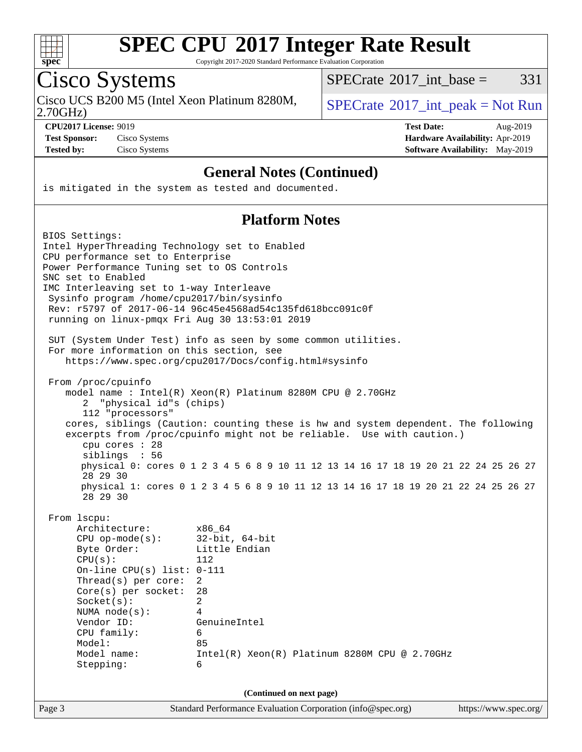# SPEC CPU 2017 Integer Rate Result

Copyright 2017-2020 Standard Performance Evaluation Corporation

## Cisco Systems

Cisco UCS B200 M5 (Intel Xeon Platinum 8280M, 2.70GHz)

SPECrate 2017_int_base = 331

SPECrate 2017_int_peak = Not Run

**CPU2017 License:** 9019
**Test Sponsor:** Cisco Systems
**Tested by:** Cisco Systems

**Test Date:** Aug-2019
**Hardware Availability:** Apr-2019
**Software Availability:** May-2019

### General Notes (Continued)

```
is mitigated in the system as tested and documented.
```

### Platform Notes

```
BIOS Settings:
Intel HyperThreading Technology set to Enabled
CPU performance set to Enterprise
Power Performance Tuning set to OS Controls
SNC set to Enabled
IMC Interleaving set to 1-way Interleave
 Sysinfo program /home/cpu2017/bin/sysinfo
 Rev: r5797 of 2017-06-14 96c45e4568ad54c135fd618bcc091c0f
 running on linux-pmqx Fri Aug 30 13:53:01 2019

 SUT (System Under Test) info as seen by some common utilities.
 For more information on this section, see
    https://www.spec.org/cpu2017/Docs/config.html#sysinfo

 From /proc/cpuinfo
    model name : Intel(R) Xeon(R) Platinum 8280M CPU @ 2.70GHz
       2  "physical id"s (chips)
       112 "processors"
    cores, siblings (Caution: counting these is hw and system dependent. The following
    excerpts from /proc/cpuinfo might not be reliable.  Use with caution.)
       cpu cores : 28
       siblings  : 56
       physical 0: cores 0 1 2 3 4 5 6 8 9 10 11 12 13 14 16 17 18 19 20 21 22 24 25 26 27
       28 29 30
       physical 1: cores 0 1 2 3 4 5 6 8 9 10 11 12 13 14 16 17 18 19 20 21 22 24 25 26 27
       28 29 30

 From lscpu:
      Architecture:          x86_64
      CPU op-mode(s):        32-bit, 64-bit
      Byte Order:            Little Endian
      CPU(s):                112
      On-line CPU(s) list:   0-111
      Thread(s) per core:    2
      Core(s) per socket:    28
      Socket(s):             2
      NUMA node(s):          4
      Vendor ID:             GenuineIntel
      CPU family:            6
      Model:                 85
      Model name:            Intel(R) Xeon(R) Platinum 8280M CPU @ 2.70GHz
      Stepping:              6
```

**(Continued on next page)**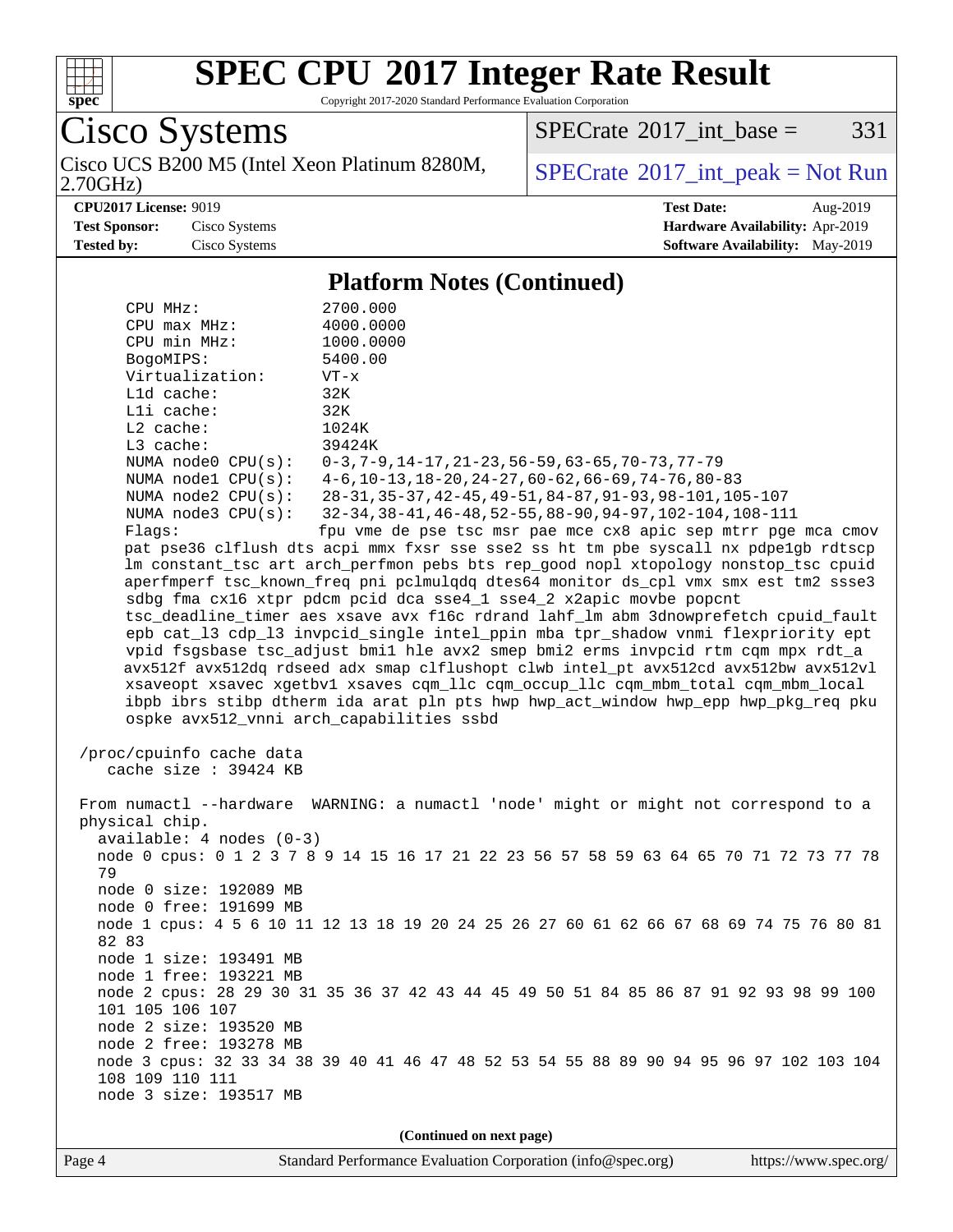## Platform Notes (Continued)

```
    CPU MHz:              2700.000
    CPU max MHz:          4000.0000
    CPU min MHz:          1000.0000
    BogoMIPS:             5400.00
    Virtualization:       VT-x
    L1d cache:            32K
    L1i cache:            32K
    L2 cache:             1024K
    L3 cache:             39424K
    NUMA node0 CPU(s):    0-3,7-9,14-17,21-23,56-59,63-65,70-73,77-79
    NUMA node1 CPU(s):    4-6,10-13,18-20,24-27,60-62,66-69,74-76,80-83
    NUMA node2 CPU(s):    28-31,35-37,42-45,49-51,84-87,91-93,98-101,105-107
    NUMA node3 CPU(s):    32-34,38-41,46-48,52-55,88-90,94-97,102-104,108-111
    Flags:                fpu vme de pse tsc msr pae mce cx8 apic sep mtrr pge mca cmov
    pat pse36 clflush dts acpi mmx fxsr sse sse2 ss ht tm pbe syscall nx pdpe1gb rdtscp
    lm constant_tsc art arch_perfmon pebs bts rep_good nopl xtopology nonstop_tsc cpuid
    aperfmperf tsc_known_freq pni pclmulqdq dtes64 monitor ds_cpl vmx smx est tm2 ssse3
    sdbg fma cx16 xtpr pdcm pcid dca sse4_1 sse4_2 x2apic movbe popcnt
    tsc_deadline_timer aes xsave avx f16c rdrand lahf_lm abm 3dnowprefetch cpuid_fault
    epb cat_l3 cdp_l3 invpcid_single intel_ppin mba tpr_shadow vnmi flexpriority ept
    vpid fsgsbase tsc_adjust bmi1 hle avx2 smep bmi2 erms invpcid rtm cqm mpx rdt_a
    avx512f avx512dq rdseed adx smap clflushopt clwb intel_pt avx512cd avx512bw avx512vl
    xsaveopt xsavec xgetbv1 xsaves cqm_llc cqm_occup_llc cqm_mbm_total cqm_mbm_local
    ibpb ibrs stibp dtherm ida arat pln pts hwp hwp_act_window hwp_epp hwp_pkg_req pku
    ospke avx512_vnni arch_capabilities ssbd

 /proc/cpuinfo cache data
    cache size : 39424 KB

 From numactl --hardware  WARNING: a numactl 'node' might or might not correspond to a
 physical chip.
   available: 4 nodes (0-3)
   node 0 cpus: 0 1 2 3 7 8 9 14 15 16 17 21 22 23 56 57 58 59 63 64 65 70 71 72 73 77 78
   79
   node 0 size: 192089 MB
   node 0 free: 191699 MB
   node 1 cpus: 4 5 6 10 11 12 13 18 19 20 24 25 26 27 60 61 62 66 67 68 69 74 75 76 80 81
   82 83
   node 1 size: 193491 MB
   node 1 free: 193221 MB
   node 2 cpus: 28 29 30 31 35 36 37 42 43 44 45 49 50 51 84 85 86 87 91 92 93 98 99 100
   101 105 106 107
   node 2 size: 193520 MB
   node 2 free: 193278 MB
   node 3 cpus: 32 33 34 38 39 40 41 46 47 48 52 53 54 55 88 89 90 94 95 96 97 102 103 104
   108 109 110 111
   node 3 size: 193517 MB
```

**(Continued on next page)**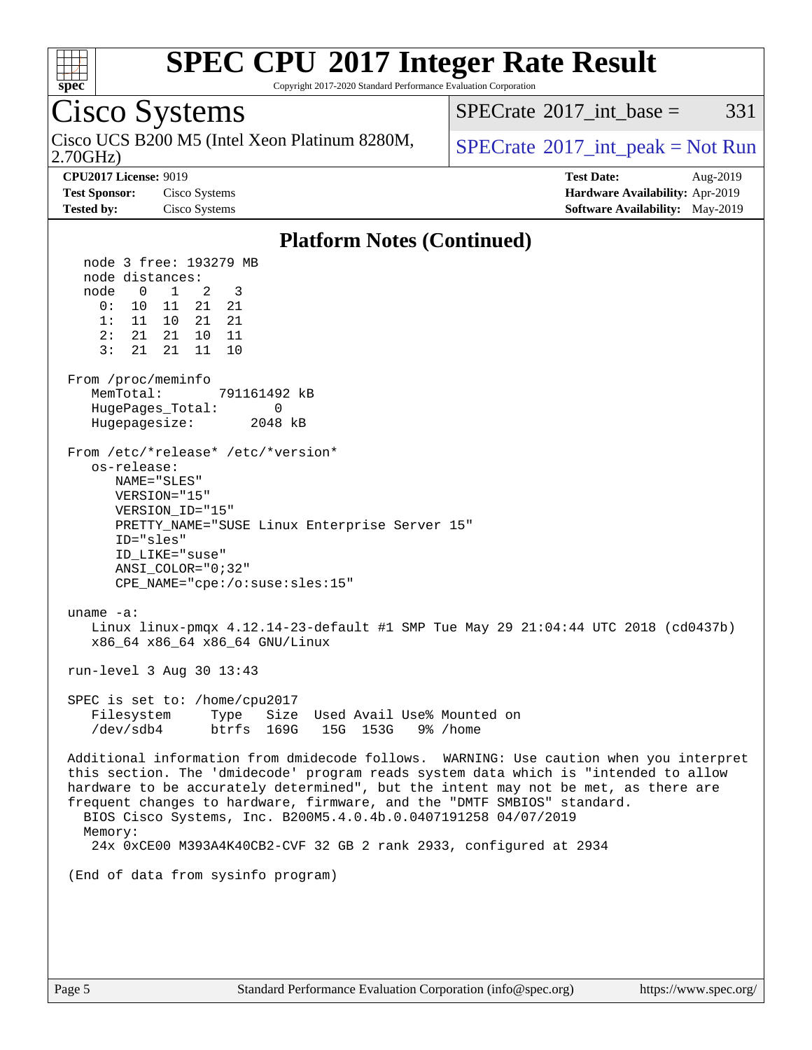# SPEC CPU 2017 Integer Rate Result

Copyright 2017-2020 Standard Performance Evaluation Corporation

## Cisco Systems

Cisco UCS B200 M5 (Intel Xeon Platinum 8280M, 2.70GHz)

SPECrate 2017_int_base = 331

SPECrate 2017_int_peak = Not Run

**CPU2017 License:** 9019
**Test Sponsor:** Cisco Systems
**Tested by:** Cisco Systems

**Test Date:** Aug-2019
**Hardware Availability:** Apr-2019
**Software Availability:** May-2019

### Platform Notes (Continued)

```
   node 3 free: 193279 MB
   node distances:
   node   0   1   2   3
     0:  10  11  21  21
     1:  11  10  21  21
     2:  21  21  10  11
     3:  21  21  11  10

 From /proc/meminfo
    MemTotal:       791161492 kB
    HugePages_Total:       0
    Hugepagesize:       2048 kB

 From /etc/*release* /etc/*version*
    os-release:
       NAME="SLES"
       VERSION="15"
       VERSION_ID="15"
       PRETTY_NAME="SUSE Linux Enterprise Server 15"
       ID="sles"
       ID_LIKE="suse"
       ANSI_COLOR="0;32"
       CPE_NAME="cpe:/o:suse:sles:15"

 uname -a:
    Linux linux-pmqx 4.12.14-23-default #1 SMP Tue May 29 21:04:44 UTC 2018 (cd0437b)
    x86_64 x86_64 x86_64 GNU/Linux

 run-level 3 Aug 30 13:43

 SPEC is set to: /home/cpu2017
    Filesystem     Type   Size  Used Avail Use% Mounted on
    /dev/sdb4      btrfs  169G   15G  153G   9% /home

 Additional information from dmidecode follows.  WARNING: Use caution when you interpret
 this section. The 'dmidecode' program reads system data which is "intended to allow
 hardware to be accurately determined", but the intent may not be met, as there are
 frequent changes to hardware, firmware, and the "DMTF SMBIOS" standard.
   BIOS Cisco Systems, Inc. B200M5.4.0.4b.0.0407191258 04/07/2019
   Memory:
     24x 0xCE00 M393A4K40CB2-CVF 32 GB 2 rank 2933, configured at 2934

 (End of data from sysinfo program)
```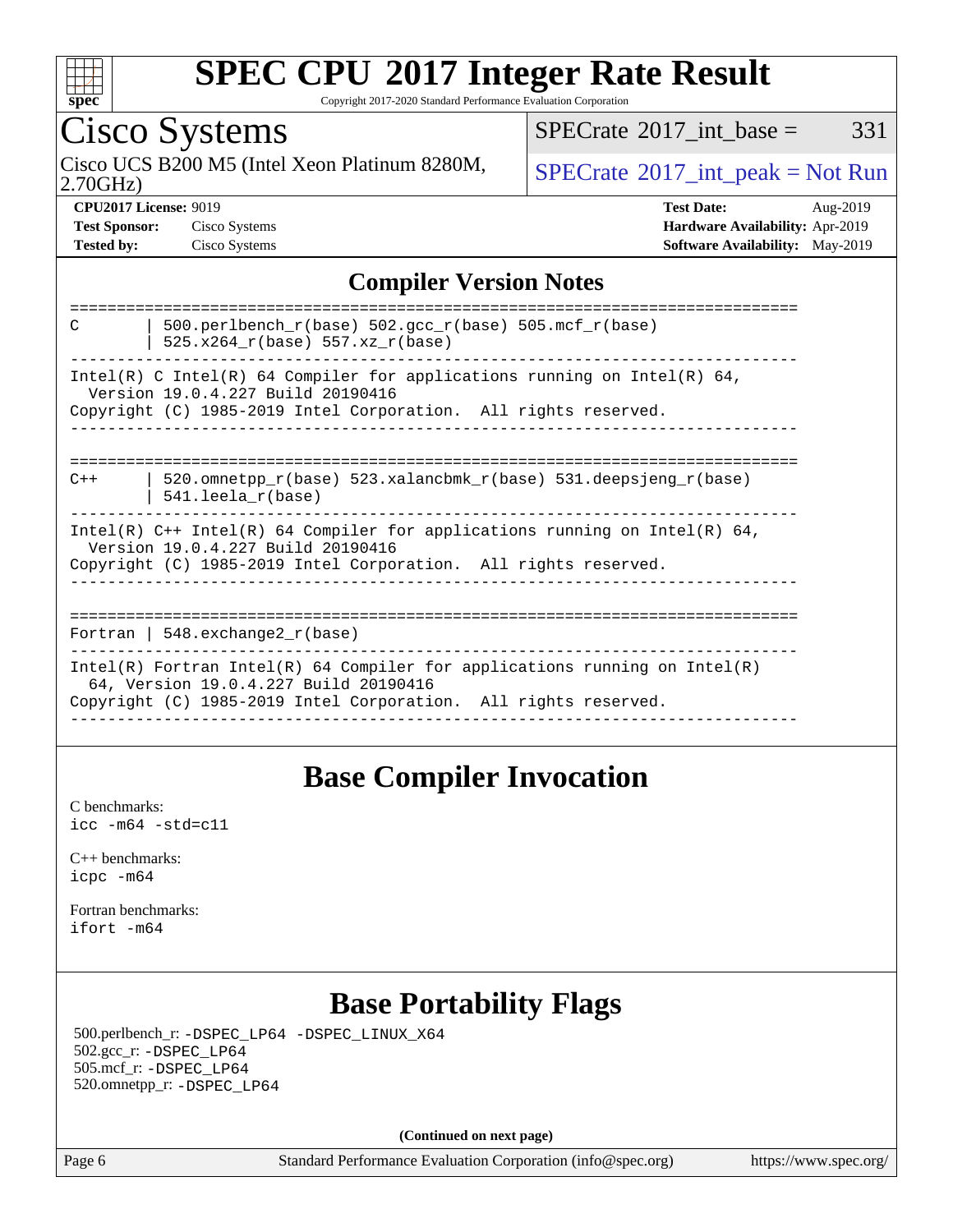# SPEC CPU 2017 Integer Rate Result

Copyright 2017-2020 Standard Performance Evaluation Corporation

## Cisco Systems

Cisco UCS B200 M5 (Intel Xeon Platinum 8280M, 2.70GHz)

SPECrate 2017_int_base = 331

SPECrate 2017_int_peak = Not Run

**CPU2017 License:** 9019
**Test Sponsor:** Cisco Systems
**Tested by:** Cisco Systems

**Test Date:** Aug-2019
**Hardware Availability:** Apr-2019
**Software Availability:** May-2019

## Compiler Version Notes

```
==============================================================================
C       | 500.perlbench_r(base) 502.gcc_r(base) 505.mcf_r(base)
        | 525.x264_r(base) 557.xz_r(base)
------------------------------------------------------------------------------
Intel(R) C Intel(R) 64 Compiler for applications running on Intel(R) 64,
  Version 19.0.4.227 Build 20190416
Copyright (C) 1985-2019 Intel Corporation.  All rights reserved.
------------------------------------------------------------------------------

==============================================================================
C++     | 520.omnetpp_r(base) 523.xalancbmk_r(base) 531.deepsjeng_r(base)
        | 541.leela_r(base)
------------------------------------------------------------------------------
Intel(R) C++ Intel(R) 64 Compiler for applications running on Intel(R) 64,
  Version 19.0.4.227 Build 20190416
Copyright (C) 1985-2019 Intel Corporation.  All rights reserved.
------------------------------------------------------------------------------

==============================================================================
Fortran | 548.exchange2_r(base)
------------------------------------------------------------------------------
Intel(R) Fortran Intel(R) 64 Compiler for applications running on Intel(R)
  64, Version 19.0.4.227 Build 20190416
Copyright (C) 1985-2019 Intel Corporation.  All rights reserved.
------------------------------------------------------------------------------
```

## Base Compiler Invocation

C benchmarks:
`icc -m64 -std=c11`

C++ benchmarks:
`icpc -m64`

Fortran benchmarks:
`ifort -m64`

## Base Portability Flags

500.perlbench_r: `-DSPEC_LP64 -DSPEC_LINUX_X64`
502.gcc_r: `-DSPEC_LP64`
505.mcf_r: `-DSPEC_LP64`
520.omnetpp_r: `-DSPEC_LP64`

**(Continued on next page)**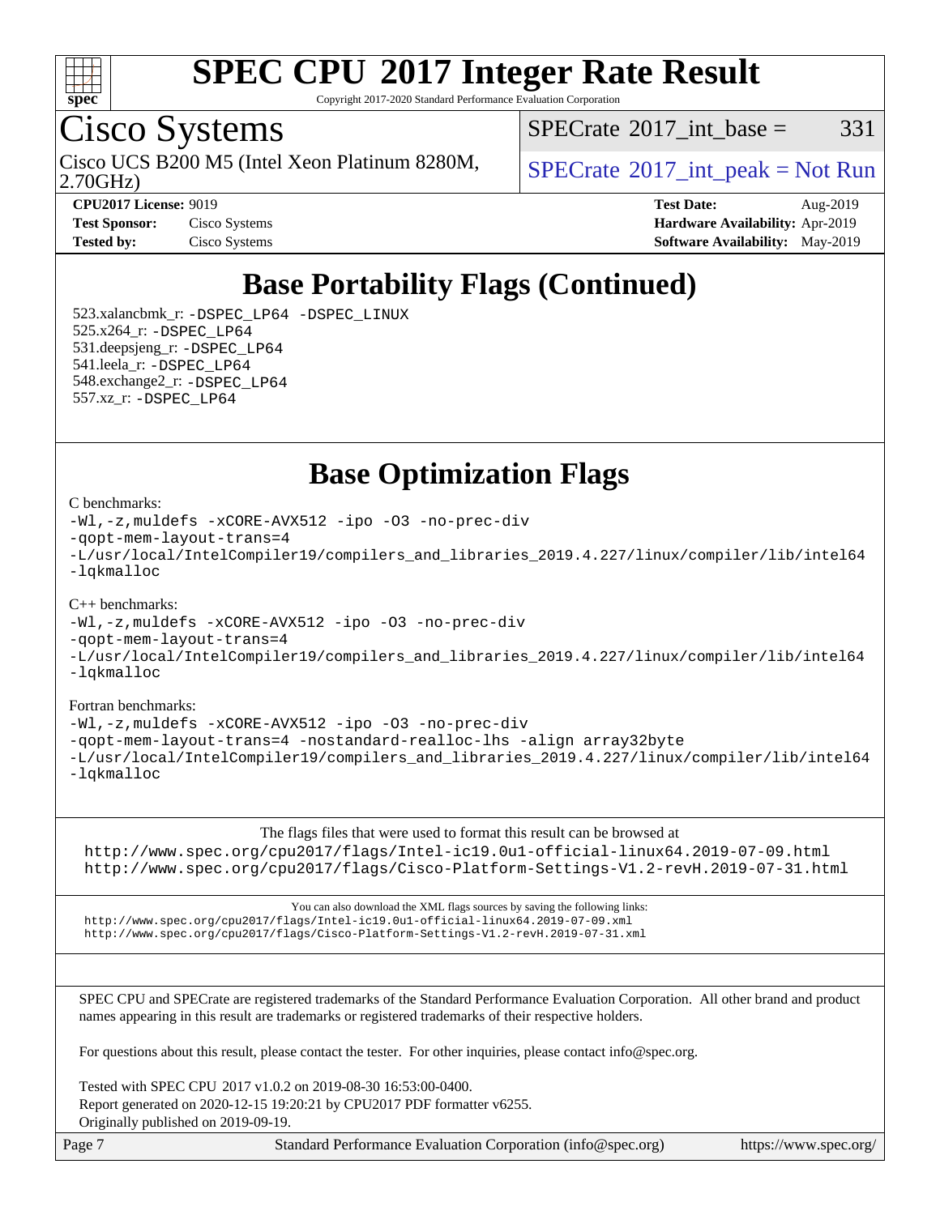# Base Portability Flags (Continued)

523.xalancbmk_r: -DSPEC_LP64 -DSPEC_LINUX
525.x264_r: -DSPEC_LP64
531.deepsjeng_r: -DSPEC_LP64
541.leela_r: -DSPEC_LP64
548.exchange2_r: -DSPEC_LP64
557.xz_r: -DSPEC_LP64

# Base Optimization Flags

C benchmarks:

```
-Wl,-z,muldefs -xCORE-AVX512 -ipo -O3 -no-prec-div
-qopt-mem-layout-trans=4
-L/usr/local/IntelCompiler19/compilers_and_libraries_2019.4.227/linux/compiler/lib/intel64
-lqkmalloc
```

C++ benchmarks:

```
-Wl,-z,muldefs -xCORE-AVX512 -ipo -O3 -no-prec-div
-qopt-mem-layout-trans=4
-L/usr/local/IntelCompiler19/compilers_and_libraries_2019.4.227/linux/compiler/lib/intel64
-lqkmalloc
```

Fortran benchmarks:

```
-Wl,-z,muldefs -xCORE-AVX512 -ipo -O3 -no-prec-div
-qopt-mem-layout-trans=4 -nostandard-realloc-lhs -align array32byte
-L/usr/local/IntelCompiler19/compilers_and_libraries_2019.4.227/linux/compiler/lib/intel64
-lqkmalloc
```

The flags files that were used to format this result can be browsed at
http://www.spec.org/cpu2017/flags/Intel-ic19.0u1-official-linux64.2019-07-09.html
http://www.spec.org/cpu2017/flags/Cisco-Platform-Settings-V1.2-revH.2019-07-31.html

You can also download the XML flags sources by saving the following links:
http://www.spec.org/cpu2017/flags/Intel-ic19.0u1-official-linux64.2019-07-09.xml
http://www.spec.org/cpu2017/flags/Cisco-Platform-Settings-V1.2-revH.2019-07-31.xml

SPEC CPU and SPECrate are registered trademarks of the Standard Performance Evaluation Corporation. All other brand and product names appearing in this result are trademarks or registered trademarks of their respective holders.

For questions about this result, please contact the tester. For other inquiries, please contact info@spec.org.

Tested with SPEC CPU 2017 v1.0.2 on 2019-08-30 16:53:00-0400.
Report generated on 2020-12-15 19:20:21 by CPU2017 PDF formatter v6255.
Originally published on 2019-09-19.